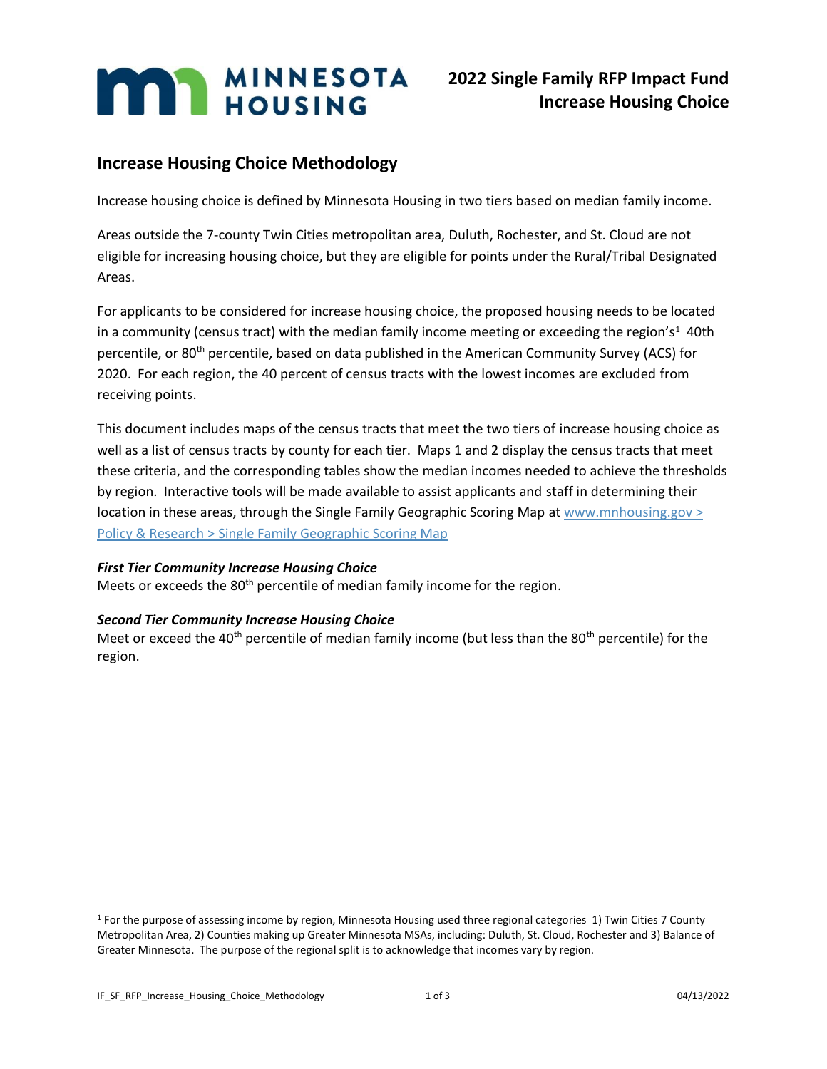# 2022 Single Family RFP Impact Fund
# Increase Housing Choice

## Increase Housing Choice Methodology

Increase housing choice is defined by Minnesota Housing in two tiers based on median family income.

Areas outside the 7-county Twin Cities metropolitan area, Duluth, Rochester, and St. Cloud are not eligible for increasing housing choice, but they are eligible for points under the Rural/Tribal Designated Areas.

For applicants to be considered for increase housing choice, the proposed housing needs to be located in a community (census tract) with the median family income meeting or exceeding the region's[1] 40th percentile, or 80th percentile, based on data published in the American Community Survey (ACS) for 2020. For each region, the 40 percent of census tracts with the lowest incomes are excluded from receiving points.

This document includes maps of the census tracts that meet the two tiers of increase housing choice as well as a list of census tracts by county for each tier. Maps 1 and 2 display the census tracts that meet these criteria, and the corresponding tables show the median incomes needed to achieve the thresholds by region. Interactive tools will be made available to assist applicants and staff in determining their location in these areas, through the Single Family Geographic Scoring Map at [www.mnhousing.gov > Policy & Research > Single Family Geographic Scoring Map](www.mnhousing.gov)

***First Tier Community Increase Housing Choice***
Meets or exceeds the 80th percentile of median family income for the region.

***Second Tier Community Increase Housing Choice***
Meet or exceed the 40th percentile of median family income (but less than the 80th percentile) for the region.

---

[1] For the purpose of assessing income by region, Minnesota Housing used three regional categories 1) Twin Cities 7 County Metropolitan Area, 2) Counties making up Greater Minnesota MSAs, including: Duluth, St. Cloud, Rochester and 3) Balance of Greater Minnesota. The purpose of the regional split is to acknowledge that incomes vary by region.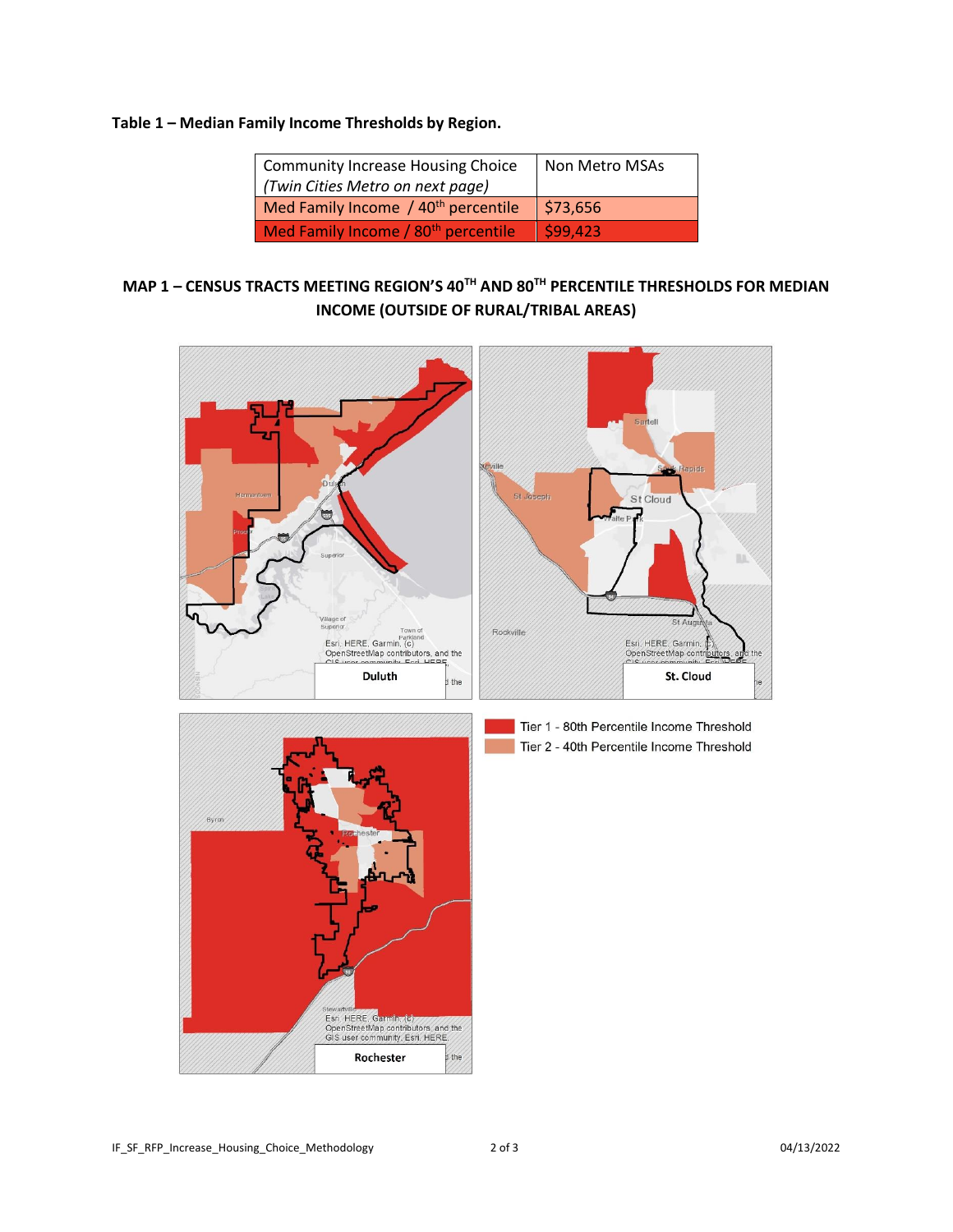**Table 1 – Median Family Income Thresholds by Region.**

| Community Increase Housing Choice *(Twin Cities Metro on next page)* | Non Metro MSAs |
| --- | --- |
| Med Family Income / 40th percentile | $73,656 |
| Med Family Income / 80th percentile | $99,423 |

## MAP 1 – CENSUS TRACTS MEETING REGION'S 40TH AND 80TH PERCENTILE THRESHOLDS FOR MEDIAN INCOME (OUTSIDE OF RURAL/TRIBAL AREAS)

Duluth

St. Cloud

Rochester

Tier 1 - 80th Percentile Income Threshold

Tier 2 - 40th Percentile Income Threshold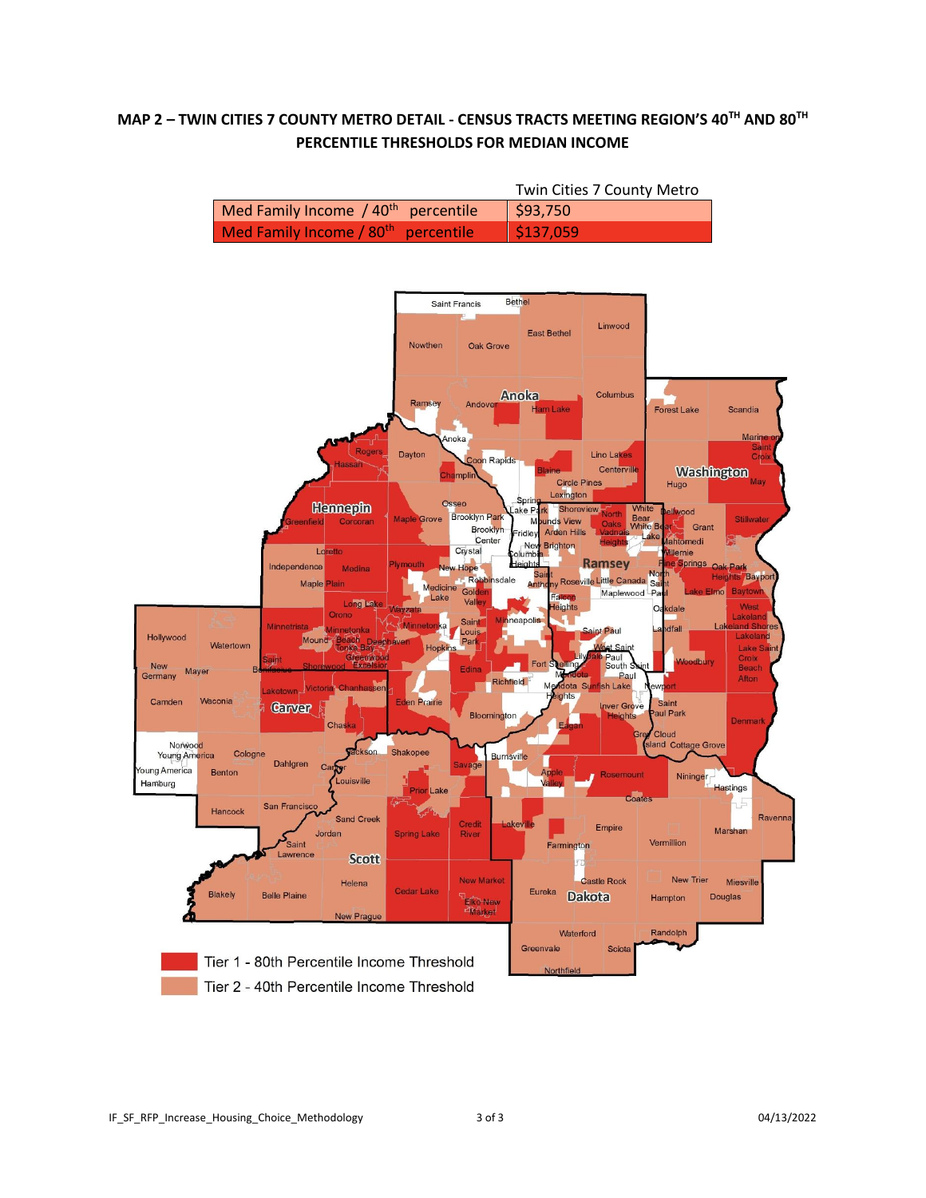## MAP 2 – TWIN CITIES 7 COUNTY METRO DETAIL - CENSUS TRACTS MEETING REGION'S 40TH AND 80TH PERCENTILE THRESHOLDS FOR MEDIAN INCOME

| | Twin Cities 7 County Metro |
|---|---|
| Med Family Income / 40th percentile | $93,750 |
| Med Family Income / 80th percentile | $137,059 |

Tier 1 - 80th Percentile Income Threshold

Tier 2 - 40th Percentile Income Threshold